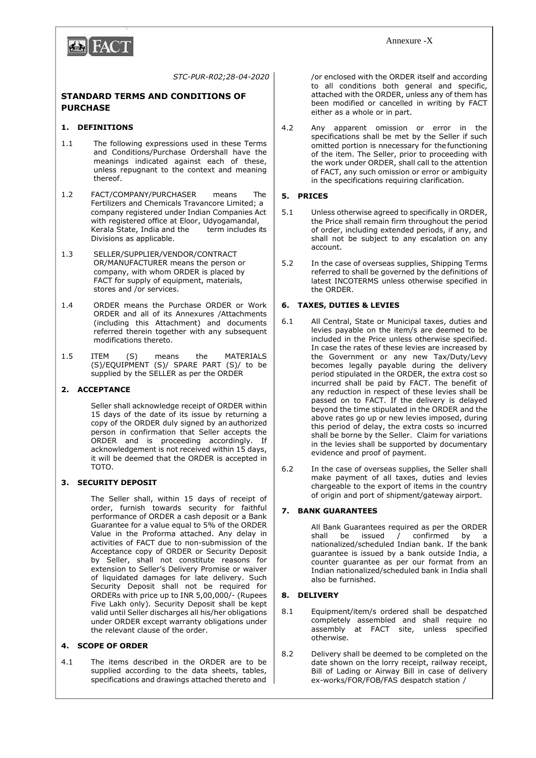Annexure -X

*STC-PUR-R02;28-04-2020*

## STANDARD TERMS AND CONDITIONS OF PURCHASE

### 1. DEFINITIONS

1.1 The following expressions used in these Terms and Conditions/Purchase Ordershall have the meanings indicated against each of these, unless repugnant to the context and meaning thereof.

1.2 FACT/COMPANY/PURCHASER means The Fertilizers and Chemicals Travancore Limited; a company registered under Indian Companies Act with registered office at Eloor, Udyogamandal, Kerala State, India and the term includes its Divisions as applicable.

1.3 SELLER/SUPPLIER/VENDOR/CONTRACT OR/MANUFACTURER means the person or company, with whom ORDER is placed by FACT for supply of equipment, materials, stores and /or services.

1.4 ORDER means the Purchase ORDER or Work ORDER and all of its Annexures /Attachments (including this Attachment) and documents referred therein together with any subsequent modifications thereto.

1.5 ITEM (S) means the MATERIALS (S)/EQUIPMENT (S)/ SPARE PART (S)/ to be supplied by the SELLER as per the ORDER

### 2. ACCEPTANCE

Seller shall acknowledge receipt of ORDER within 15 days of the date of its issue by returning a copy of the ORDER duly signed by an authorized person in confirmation that Seller accepts the ORDER and is proceeding accordingly. If acknowledgement is not received within 15 days, it will be deemed that the ORDER is accepted in TOTO.

### 3. SECURITY DEPOSIT

The Seller shall, within 15 days of receipt of order, furnish towards security for faithful performance of ORDER a cash deposit or a Bank Guarantee for a value equal to 5% of the ORDER Value in the Proforma attached. Any delay in activities of FACT due to non-submission of the Acceptance copy of ORDER or Security Deposit by Seller, shall not constitute reasons for extension to Seller's Delivery Promise or waiver of liquidated damages for late delivery. Such Security Deposit shall not be required for ORDERs with price up to INR 5,00,000/- (Rupees Five Lakh only). Security Deposit shall be kept valid until Seller discharges all his/her obligations under ORDER except warranty obligations under the relevant clause of the order.

### 4. SCOPE OF ORDER

4.1 The items described in the ORDER are to be supplied according to the data sheets, tables, specifications and drawings attached thereto and /or enclosed with the ORDER itself and according to all conditions both general and specific, attached with the ORDER, unless any of them has been modified or cancelled in writing by FACT either as a whole or in part.

4.2 Any apparent omission or error in the specifications shall be met by the Seller if such omitted portion is nnecessary for the functioning of the item. The Seller, prior to proceeding with the work under ORDER, shall call to the attention of FACT, any such omission or error or ambiguity in the specifications requiring clarification.

### 5. PRICES

5.1 Unless otherwise agreed to specifically in ORDER, the Price shall remain firm throughout the period of order, including extended periods, if any, and shall not be subject to any escalation on any account.

5.2 In the case of overseas supplies, Shipping Terms referred to shall be governed by the definitions of latest INCOTERMS unless otherwise specified in the ORDER.

### 6. TAXES, DUTIES & LEVIES

6.1 All Central, State or Municipal taxes, duties and levies payable on the item/s are deemed to be included in the Price unless otherwise specified. In case the rates of these levies are increased by the Government or any new Tax/Duty/Levy becomes legally payable during the delivery period stipulated in the ORDER, the extra cost so incurred shall be paid by FACT. The benefit of any reduction in respect of these levies shall be passed on to FACT. If the delivery is delayed beyond the time stipulated in the ORDER and the above rates go up or new levies imposed, during this period of delay, the extra costs so incurred shall be borne by the Seller. Claim for variations in the levies shall be supported by documentary evidence and proof of payment.

6.2 In the case of overseas supplies, the Seller shall make payment of all taxes, duties and levies chargeable to the export of items in the country of origin and port of shipment/gateway airport.

### 7. BANK GUARANTEES

All Bank Guarantees required as per the ORDER shall be issued / confirmed by a nationalized/scheduled Indian bank. If the bank guarantee is issued by a bank outside India, a counter guarantee as per our format from an Indian nationalized/scheduled bank in India shall also be furnished.

### 8. DELIVERY

8.1 Equipment/item/s ordered shall be despatched completely assembled and shall require no assembly at FACT site, unless specified otherwise.

8.2 Delivery shall be deemed to be completed on the date shown on the lorry receipt, railway receipt, Bill of Lading or Airway Bill in case of delivery ex-works/FOR/FOB/FAS despatch station /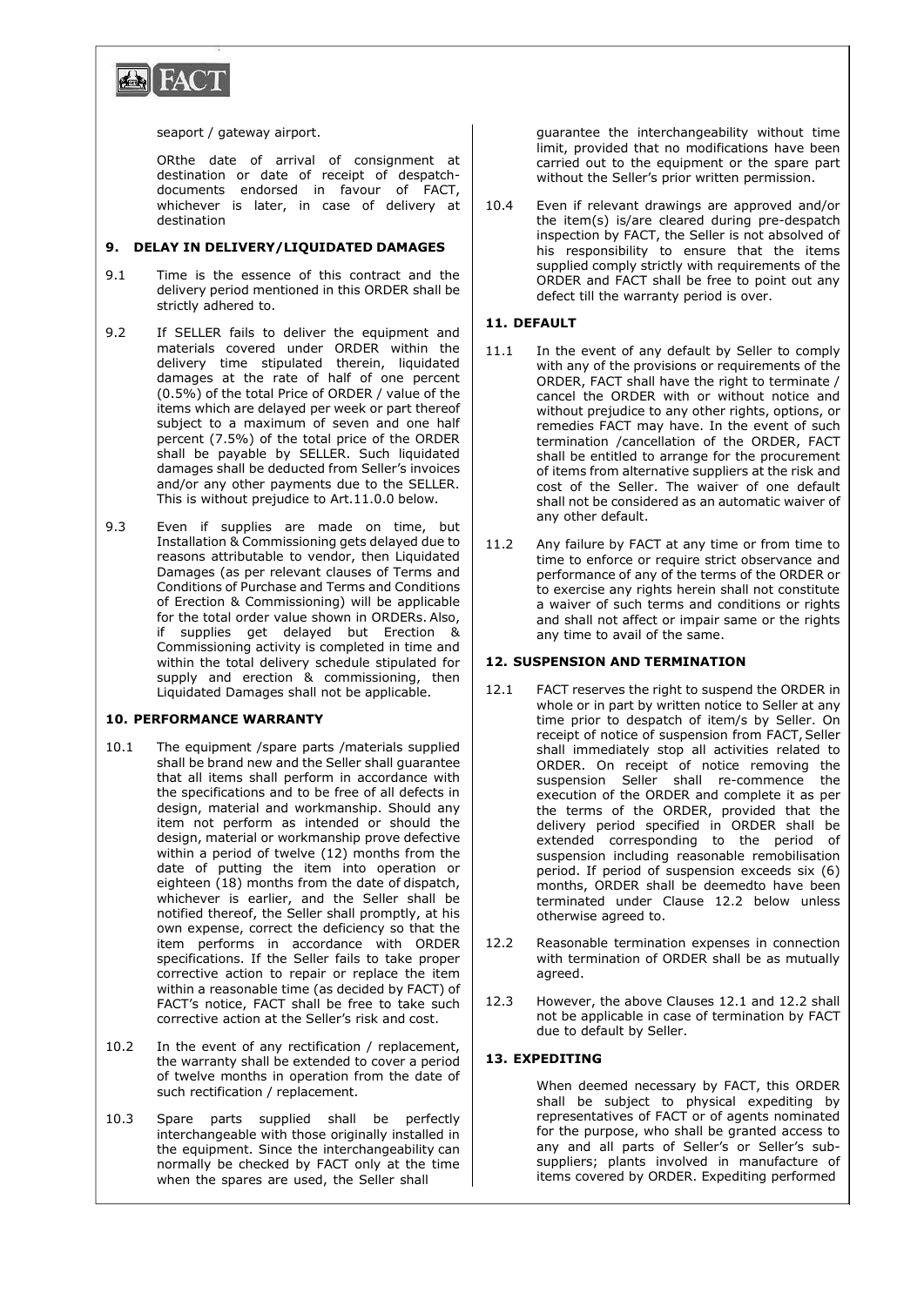seaport / gateway airport.

ORthe date of arrival of consignment at destination or date of receipt of despatch-documents endorsed in favour of FACT, whichever is later, in case of delivery at destination

## 9. DELAY IN DELIVERY/LIQUIDATED DAMAGES

9.1 Time is the essence of this contract and the delivery period mentioned in this ORDER shall be strictly adhered to.

9.2 If SELLER fails to deliver the equipment and materials covered under ORDER within the delivery time stipulated therein, liquidated damages at the rate of half of one percent (0.5%) of the total Price of ORDER / value of the items which are delayed per week or part thereof subject to a maximum of seven and one half percent (7.5%) of the total price of the ORDER shall be payable by SELLER. Such liquidated damages shall be deducted from Seller's invoices and/or any other payments due to the SELLER. This is without prejudice to Art.11.0.0 below.

9.3 Even if supplies are made on time, but Installation & Commissioning gets delayed due to reasons attributable to vendor, then Liquidated Damages (as per relevant clauses of Terms and Conditions of Purchase and Terms and Conditions of Erection & Commissioning) will be applicable for the total order value shown in ORDERs. Also, if supplies get delayed but Erection & Commissioning activity is completed in time and within the total delivery schedule stipulated for supply and erection & commissioning, then Liquidated Damages shall not be applicable.

## 10. PERFORMANCE WARRANTY

10.1 The equipment /spare parts /materials supplied shall be brand new and the Seller shall guarantee that all items shall perform in accordance with the specifications and to be free of all defects in design, material and workmanship. Should any item not perform as intended or should the design, material or workmanship prove defective within a period of twelve (12) months from the date of putting the item into operation or eighteen (18) months from the date of dispatch, whichever is earlier, and the Seller shall be notified thereof, the Seller shall promptly, at his own expense, correct the deficiency so that the item performs in accordance with ORDER specifications. If the Seller fails to take proper corrective action to repair or replace the item within a reasonable time (as decided by FACT) of FACT's notice, FACT shall be free to take such corrective action at the Seller's risk and cost.

10.2 In the event of any rectification / replacement, the warranty shall be extended to cover a period of twelve months in operation from the date of such rectification / replacement.

10.3 Spare parts supplied shall be perfectly interchangeable with those originally installed in the equipment. Since the interchangeability can normally be checked by FACT only at the time when the spares are used, the Seller shall guarantee the interchangeability without time limit, provided that no modifications have been carried out to the equipment or the spare part without the Seller's prior written permission.

10.4 Even if relevant drawings are approved and/or the item(s) is/are cleared during pre-despatch inspection by FACT, the Seller is not absolved of his responsibility to ensure that the items supplied comply strictly with requirements of the ORDER and FACT shall be free to point out any defect till the warranty period is over.

## 11. DEFAULT

11.1 In the event of any default by Seller to comply with any of the provisions or requirements of the ORDER, FACT shall have the right to terminate / cancel the ORDER with or without notice and without prejudice to any other rights, options, or remedies FACT may have. In the event of such termination /cancellation of the ORDER, FACT shall be entitled to arrange for the procurement of items from alternative suppliers at the risk and cost of the Seller. The waiver of one default shall not be considered as an automatic waiver of any other default.

11.2 Any failure by FACT at any time or from time to time to enforce or require strict observance and performance of any of the terms of the ORDER or to exercise any rights herein shall not constitute a waiver of such terms and conditions or rights and shall not affect or impair same or the rights any time to avail of the same.

## 12. SUSPENSION AND TERMINATION

12.1 FACT reserves the right to suspend the ORDER in whole or in part by written notice to Seller at any time prior to despatch of item/s by Seller. On receipt of notice of suspension from FACT, Seller shall immediately stop all activities related to ORDER. On receipt of notice removing the suspension Seller shall re-commence the execution of the ORDER and complete it as per the terms of the ORDER, provided that the delivery period specified in ORDER shall be extended corresponding to the period of suspension including reasonable remobilisation period. If period of suspension exceeds six (6) months, ORDER shall be deemedto have been terminated under Clause 12.2 below unless otherwise agreed to.

12.2 Reasonable termination expenses in connection with termination of ORDER shall be as mutually agreed.

12.3 However, the above Clauses 12.1 and 12.2 shall not be applicable in case of termination by FACT due to default by Seller.

## 13. EXPEDITING

When deemed necessary by FACT, this ORDER shall be subject to physical expediting by representatives of FACT or of agents nominated for the purpose, who shall be granted access to any and all parts of Seller's or Seller's sub-suppliers; plants involved in manufacture of items covered by ORDER. Expediting performed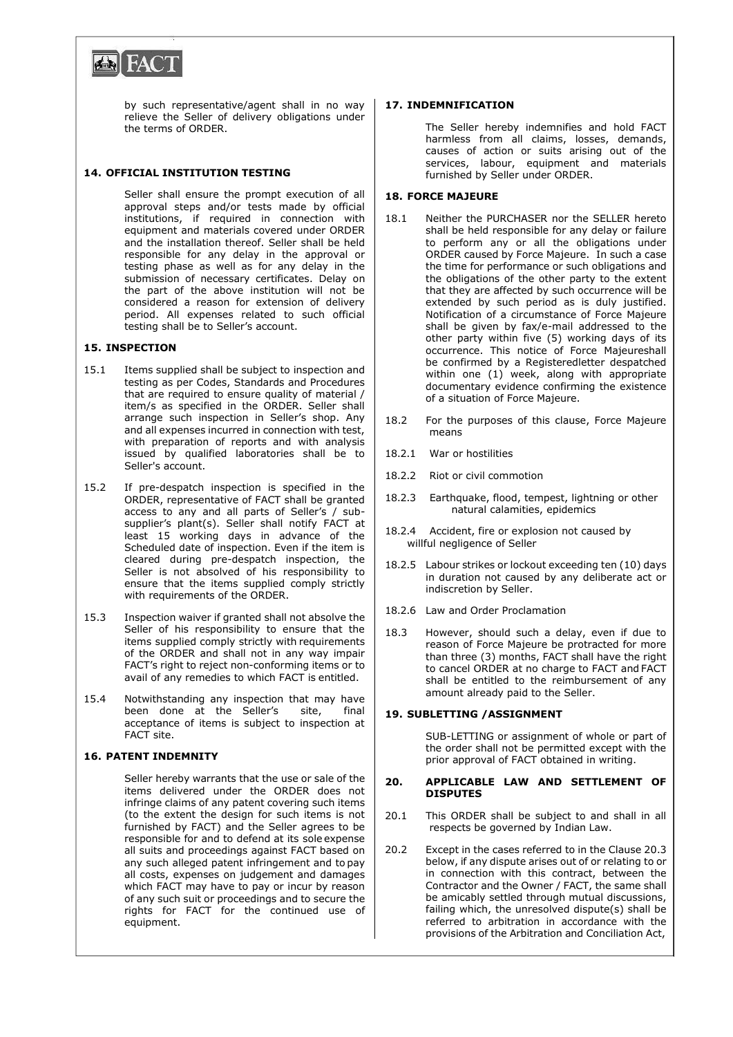by such representative/agent shall in no way relieve the Seller of delivery obligations under the terms of ORDER.

**14. OFFICIAL INSTITUTION TESTING**

Seller shall ensure the prompt execution of all approval steps and/or tests made by official institutions, if required in connection with equipment and materials covered under ORDER and the installation thereof. Seller shall be held responsible for any delay in the approval or testing phase as well as for any delay in the submission of necessary certificates. Delay on the part of the above institution will not be considered a reason for extension of delivery period. All expenses related to such official testing shall be to Seller's account.

**15. INSPECTION**

15.1 Items supplied shall be subject to inspection and testing as per Codes, Standards and Procedures that are required to ensure quality of material / item/s as specified in the ORDER. Seller shall arrange such inspection in Seller's shop. Any and all expenses incurred in connection with test, with preparation of reports and with analysis issued by qualified laboratories shall be to Seller's account.

15.2 If pre-despatch inspection is specified in the ORDER, representative of FACT shall be granted access to any and all parts of Seller's / sub-supplier's plant(s). Seller shall notify FACT at least 15 working days in advance of the Scheduled date of inspection. Even if the item is cleared during pre-despatch inspection, the Seller is not absolved of his responsibility to ensure that the items supplied comply strictly with requirements of the ORDER.

15.3 Inspection waiver if granted shall not absolve the Seller of his responsibility to ensure that the items supplied comply strictly with requirements of the ORDER and shall not in any way impair FACT's right to reject non-conforming items or to avail of any remedies to which FACT is entitled.

15.4 Notwithstanding any inspection that may have been done at the Seller's site, final acceptance of items is subject to inspection at FACT site.

**16. PATENT INDEMNITY**

Seller hereby warrants that the use or sale of the items delivered under the ORDER does not infringe claims of any patent covering such items (to the extent the design for such items is not furnished by FACT) and the Seller agrees to be responsible for and to defend at its sole expense all suits and proceedings against FACT based on any such alleged patent infringement and to pay all costs, expenses on judgement and damages which FACT may have to pay or incur by reason of any such suit or proceedings and to secure the rights for FACT for the continued use of equipment.

**17. INDEMNIFICATION**

The Seller hereby indemnifies and hold FACT harmless from all claims, losses, demands, causes of action or suits arising out of the services, labour, equipment and materials furnished by Seller under ORDER.

**18. FORCE MAJEURE**

18.1 Neither the PURCHASER nor the SELLER hereto shall be held responsible for any delay or failure to perform any or all the obligations under ORDER caused by Force Majeure. In such a case the time for performance or such obligations and the obligations of the other party to the extent that they are affected by such occurrence will be extended by such period as is duly justified. Notification of a circumstance of Force Majeure shall be given by fax/e-mail addressed to the other party within five (5) working days of its occurrence. This notice of Force Majeureshall be confirmed by a Registeredletter despatched within one (1) week, along with appropriate documentary evidence confirming the existence of a situation of Force Majeure.

18.2 For the purposes of this clause, Force Majeure means

18.2.1 War or hostilities

18.2.2 Riot or civil commotion

18.2.3 Earthquake, flood, tempest, lightning or other natural calamities, epidemics

18.2.4 Accident, fire or explosion not caused by willful negligence of Seller

18.2.5 Labour strikes or lockout exceeding ten (10) days in duration not caused by any deliberate act or indiscretion by Seller.

18.2.6 Law and Order Proclamation

18.3 However, should such a delay, even if due to reason of Force Majeure be protracted for more than three (3) months, FACT shall have the right to cancel ORDER at no charge to FACT and FACT shall be entitled to the reimbursement of any amount already paid to the Seller.

**19. SUBLETTING /ASSIGNMENT**

SUB-LETTING or assignment of whole or part of the order shall not be permitted except with the prior approval of FACT obtained in writing.

**20. APPLICABLE LAW AND SETTLEMENT OF DISPUTES**

20.1 This ORDER shall be subject to and shall in all respects be governed by Indian Law.

20.2 Except in the cases referred to in the Clause 20.3 below, if any dispute arises out of or relating to or in connection with this contract, between the Contractor and the Owner / FACT, the same shall be amicably settled through mutual discussions, failing which, the unresolved dispute(s) shall be referred to arbitration in accordance with the provisions of the Arbitration and Conciliation Act,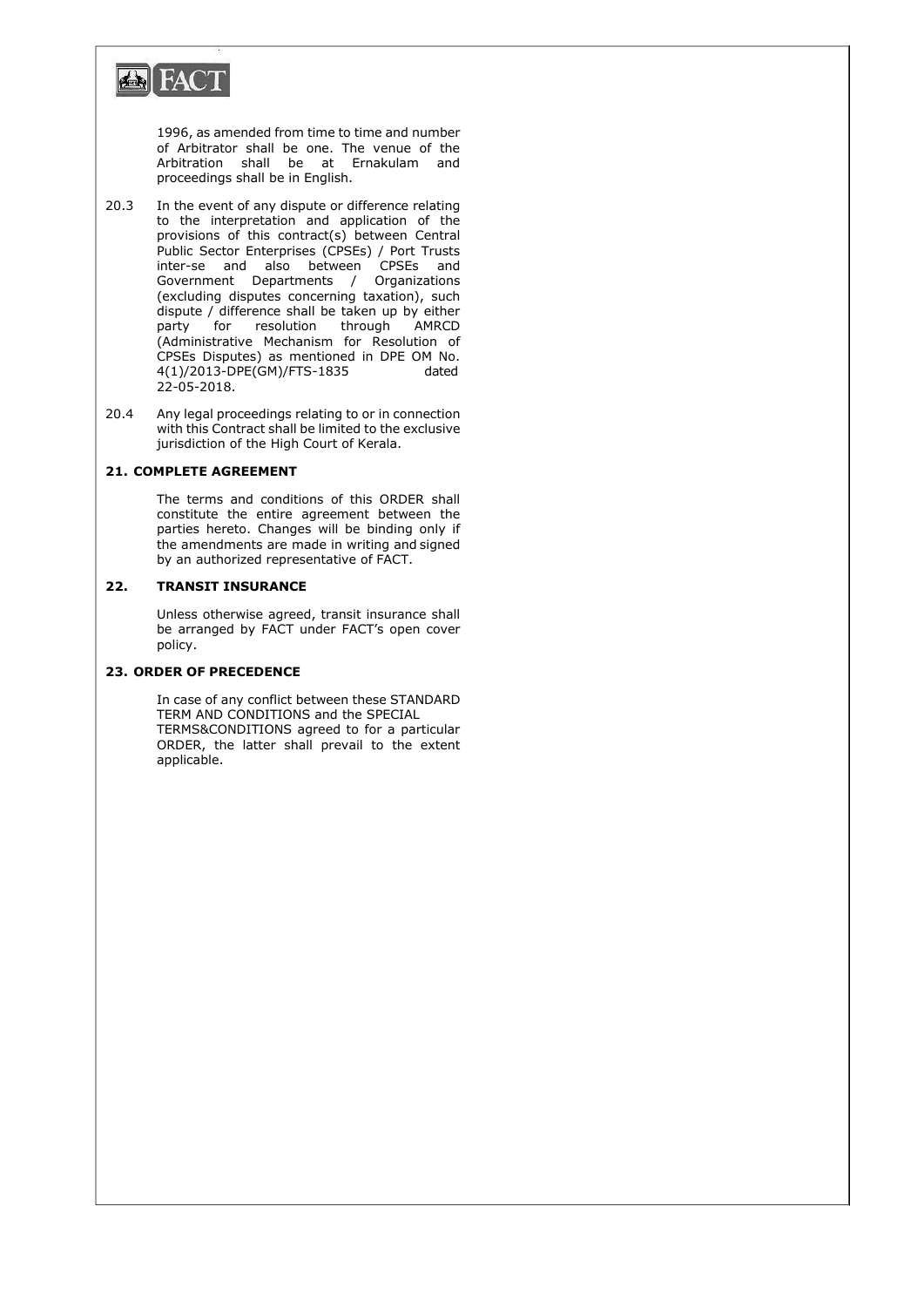1996, as amended from time to time and number of Arbitrator shall be one. The venue of the Arbitration shall be at Ernakulam and proceedings shall be in English.

20.3 In the event of any dispute or difference relating to the interpretation and application of the provisions of this contract(s) between Central Public Sector Enterprises (CPSEs) / Port Trusts inter-se and also between CPSEs and Government Departments / Organizations (excluding disputes concerning taxation), such dispute / difference shall be taken up by either party for resolution through AMRCD (Administrative Mechanism for Resolution of CPSEs Disputes) as mentioned in DPE OM No. 4(1)/2013-DPE(GM)/FTS-1835 dated 22-05-2018.

20.4 Any legal proceedings relating to or in connection with this Contract shall be limited to the exclusive jurisdiction of the High Court of Kerala.

### 21. COMPLETE AGREEMENT

The terms and conditions of this ORDER shall constitute the entire agreement between the parties hereto. Changes will be binding only if the amendments are made in writing and signed by an authorized representative of FACT.

### 22. TRANSIT INSURANCE

Unless otherwise agreed, transit insurance shall be arranged by FACT under FACT's open cover policy.

### 23. ORDER OF PRECEDENCE

In case of any conflict between these STANDARD TERM AND CONDITIONS and the SPECIAL TERMS&CONDITIONS agreed to for a particular ORDER, the latter shall prevail to the extent applicable.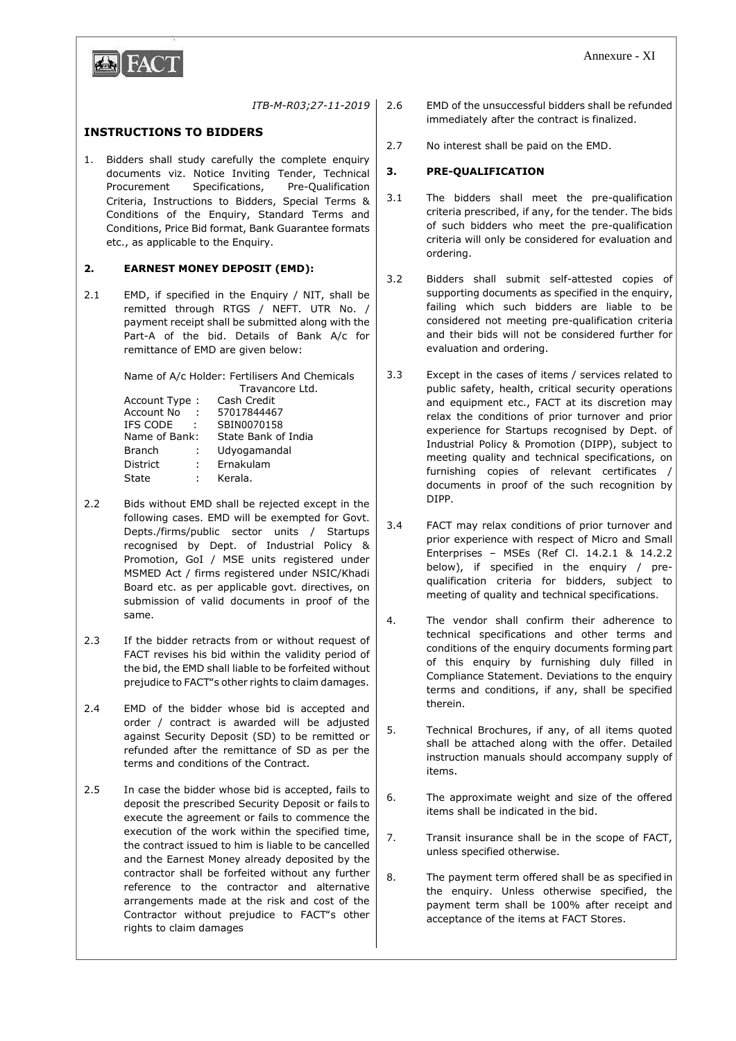Annexure - XI

*ITB-M-R03;27-11-2019*

## INSTRUCTIONS TO BIDDERS

1. Bidders shall study carefully the complete enquiry documents viz. Notice Inviting Tender, Technical Procurement Specifications, Pre-Qualification Criteria, Instructions to Bidders, Special Terms & Conditions of the Enquiry, Standard Terms and Conditions, Price Bid format, Bank Guarantee formats etc., as applicable to the Enquiry.

### 2. EARNEST MONEY DEPOSIT (EMD):

2.1 EMD, if specified in the Enquiry / NIT, shall be remitted through RTGS / NEFT. UTR No. / payment receipt shall be submitted along with the Part-A of the bid. Details of Bank A/c for remittance of EMD are given below:

Name of A/c Holder: Fertilisers And Chemicals Travancore Ltd.
Account Type : Cash Credit
Account No : 57017844467
IFS CODE : SBIN0070158
Name of Bank: State Bank of India
Branch : Udyogamandal
District : Ernakulam
State : Kerala.

2.2 Bids without EMD shall be rejected except in the following cases. EMD will be exempted for Govt. Depts./firms/public sector units / Startups recognised by Dept. of Industrial Policy & Promotion, GoI / MSE units registered under MSMED Act / firms registered under NSIC/Khadi Board etc. as per applicable govt. directives, on submission of valid documents in proof of the same.

2.3 If the bidder retracts from or without request of FACT revises his bid within the validity period of the bid, the EMD shall liable to be forfeited without prejudice to FACT"s other rights to claim damages.

2.4 EMD of the bidder whose bid is accepted and order / contract is awarded will be adjusted against Security Deposit (SD) to be remitted or refunded after the remittance of SD as per the terms and conditions of the Contract.

2.5 In case the bidder whose bid is accepted, fails to deposit the prescribed Security Deposit or fails to execute the agreement or fails to commence the execution of the work within the specified time, the contract issued to him is liable to be cancelled and the Earnest Money already deposited by the contractor shall be forfeited without any further reference to the contractor and alternative arrangements made at the risk and cost of the Contractor without prejudice to FACT"s other rights to claim damages

2.6 EMD of the unsuccessful bidders shall be refunded immediately after the contract is finalized.

2.7 No interest shall be paid on the EMD.

### 3. PRE-QUALIFICATION

3.1 The bidders shall meet the pre-qualification criteria prescribed, if any, for the tender. The bids of such bidders who meet the pre-qualification criteria will only be considered for evaluation and ordering.

3.2 Bidders shall submit self-attested copies of supporting documents as specified in the enquiry, failing which such bidders are liable to be considered not meeting pre-qualification criteria and their bids will not be considered further for evaluation and ordering.

3.3 Except in the cases of items / services related to public safety, health, critical security operations and equipment etc., FACT at its discretion may relax the conditions of prior turnover and prior experience for Startups recognised by Dept. of Industrial Policy & Promotion (DIPP), subject to meeting quality and technical specifications, on furnishing copies of relevant certificates / documents in proof of the such recognition by DIPP.

3.4 FACT may relax conditions of prior turnover and prior experience with respect of Micro and Small Enterprises – MSEs (Ref Cl. 14.2.1 & 14.2.2 below), if specified in the enquiry / pre-qualification criteria for bidders, subject to meeting of quality and technical specifications.

4. The vendor shall confirm their adherence to technical specifications and other terms and conditions of the enquiry documents forming part of this enquiry by furnishing duly filled in Compliance Statement. Deviations to the enquiry terms and conditions, if any, shall be specified therein.

5. Technical Brochures, if any, of all items quoted shall be attached along with the offer. Detailed instruction manuals should accompany supply of items.

6. The approximate weight and size of the offered items shall be indicated in the bid.

7. Transit insurance shall be in the scope of FACT, unless specified otherwise.

8. The payment term offered shall be as specified in the enquiry. Unless otherwise specified, the payment term shall be 100% after receipt and acceptance of the items at FACT Stores.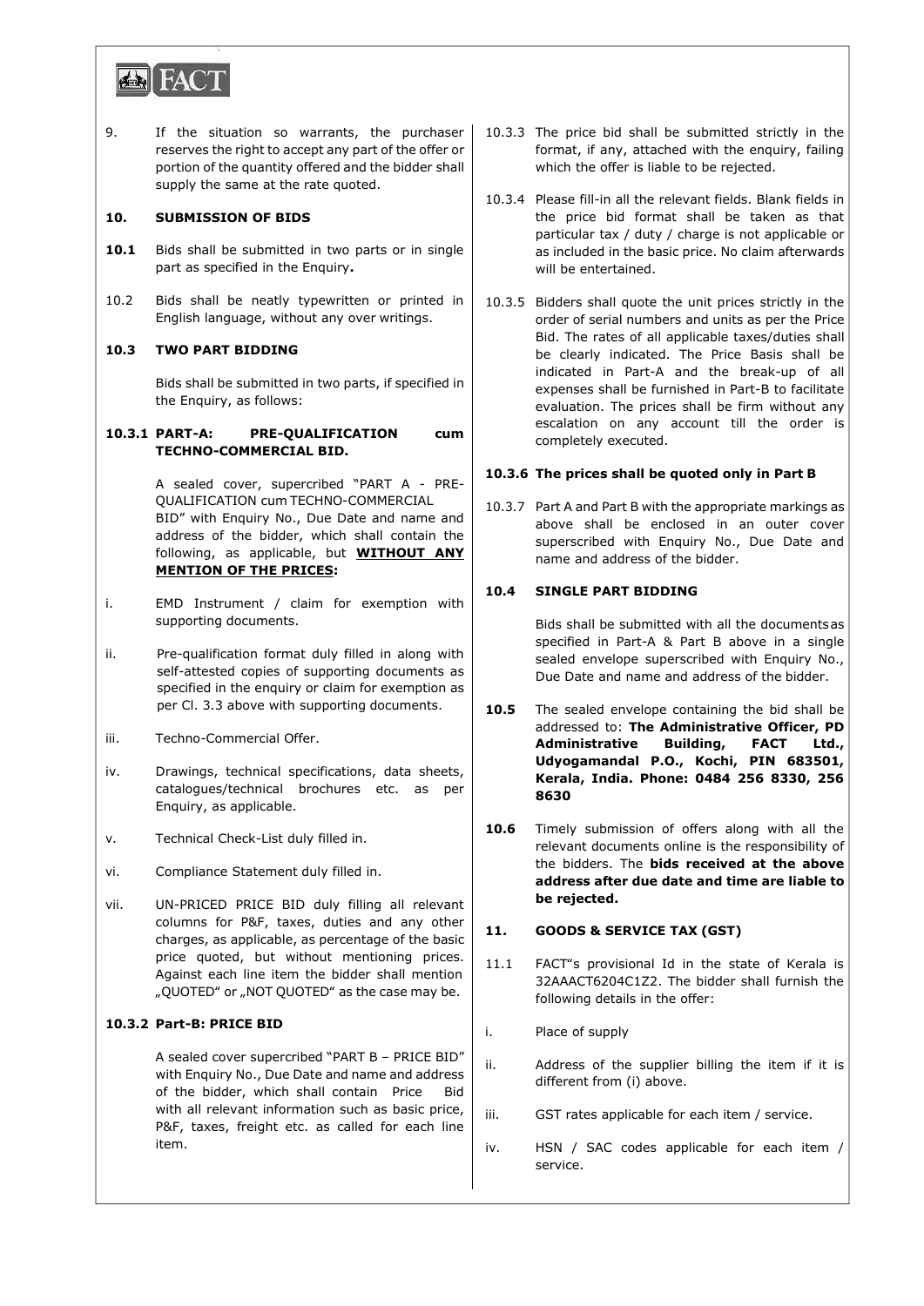9. If the situation so warrants, the purchaser reserves the right to accept any part of the offer or portion of the quantity offered and the bidder shall supply the same at the rate quoted.

## 10. SUBMISSION OF BIDS

**10.1** Bids shall be submitted in two parts or in single part as specified in the Enquiry**.**

10.2 Bids shall be neatly typewritten or printed in English language, without any over writings.

### 10.3 TWO PART BIDDING

Bids shall be submitted in two parts, if specified in the Enquiry, as follows:

**10.3.1 PART-A: PRE-QUALIFICATION cum TECHNO-COMMERCIAL BID.**

A sealed cover, supercribed "PART A - PRE-QUALIFICATION cum TECHNO-COMMERCIAL BID" with Enquiry No., Due Date and name and address of the bidder, which shall contain the following, as applicable, but **WITHOUT ANY MENTION OF THE PRICES**:

i. EMD Instrument / claim for exemption with supporting documents.

ii. Pre-qualification format duly filled in along with self-attested copies of supporting documents as specified in the enquiry or claim for exemption as per Cl. 3.3 above with supporting documents.

iii. Techno-Commercial Offer.

iv. Drawings, technical specifications, data sheets, catalogues/technical brochures etc. as per Enquiry, as applicable.

v. Technical Check-List duly filled in.

vi. Compliance Statement duly filled in.

vii. UN-PRICED PRICE BID duly filling all relevant columns for P&F, taxes, duties and any other charges, as applicable, as percentage of the basic price quoted, but without mentioning prices. Against each line item the bidder shall mention „QUOTED" or „NOT QUOTED" as the case may be.

**10.3.2 Part-B: PRICE BID**

A sealed cover supercribed "PART B – PRICE BID" with Enquiry No., Due Date and name and address of the bidder, which shall contain Price Bid with all relevant information such as basic price, P&F, taxes, freight etc. as called for each line item.

10.3.3 The price bid shall be submitted strictly in the format, if any, attached with the enquiry, failing which the offer is liable to be rejected.

10.3.4 Please fill-in all the relevant fields. Blank fields in the price bid format shall be taken as that particular tax / duty / charge is not applicable or as included in the basic price. No claim afterwards will be entertained.

10.3.5 Bidders shall quote the unit prices strictly in the order of serial numbers and units as per the Price Bid. The rates of all applicable taxes/duties shall be clearly indicated. The Price Basis shall be indicated in Part-A and the break-up of all expenses shall be furnished in Part-B to facilitate evaluation. The prices shall be firm without any escalation on any account till the order is completely executed.

**10.3.6 The prices shall be quoted only in Part B**

10.3.7 Part A and Part B with the appropriate markings as above shall be enclosed in an outer cover superscribed with Enquiry No., Due Date and name and address of the bidder.

### 10.4 SINGLE PART BIDDING

Bids shall be submitted with all the documents as specified in Part-A & Part B above in a single sealed envelope superscribed with Enquiry No., Due Date and name and address of the bidder.

**10.5** The sealed envelope containing the bid shall be addressed to: **The Administrative Officer, PD Administrative Building, FACT Ltd., Udyogamandal P.O., Kochi, PIN 683501, Kerala, India. Phone: 0484 256 8330, 256 8630**

**10.6** Timely submission of offers along with all the relevant documents online is the responsibility of the bidders. The **bids received at the above address after due date and time are liable to be rejected.**

## 11. GOODS & SERVICE TAX (GST)

11.1 FACT"s provisional Id in the state of Kerala is 32AAACT6204C1Z2. The bidder shall furnish the following details in the offer:

i. Place of supply

ii. Address of the supplier billing the item if it is different from (i) above.

iii. GST rates applicable for each item / service.

iv. HSN / SAC codes applicable for each item / service.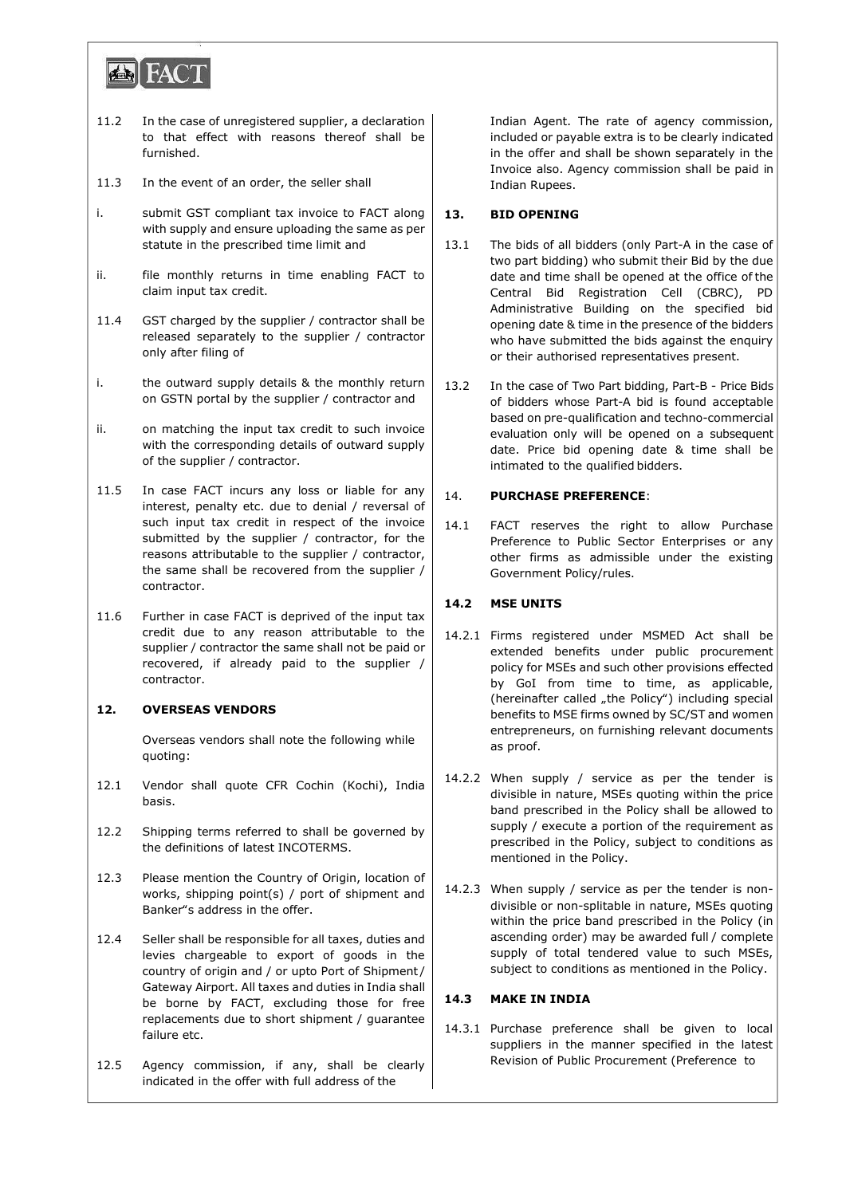11.2 In the case of unregistered supplier, a declaration to that effect with reasons thereof shall be furnished.

11.3 In the event of an order, the seller shall

i. submit GST compliant tax invoice to FACT along with supply and ensure uploading the same as per statute in the prescribed time limit and

ii. file monthly returns in time enabling FACT to claim input tax credit.

11.4 GST charged by the supplier / contractor shall be released separately to the supplier / contractor only after filing of

i. the outward supply details & the monthly return on GSTN portal by the supplier / contractor and

ii. on matching the input tax credit to such invoice with the corresponding details of outward supply of the supplier / contractor.

11.5 In case FACT incurs any loss or liable for any interest, penalty etc. due to denial / reversal of such input tax credit in respect of the invoice submitted by the supplier / contractor, for the reasons attributable to the supplier / contractor, the same shall be recovered from the supplier / contractor.

11.6 Further in case FACT is deprived of the input tax credit due to any reason attributable to the supplier / contractor the same shall not be paid or recovered, if already paid to the supplier / contractor.

### 12. OVERSEAS VENDORS

Overseas vendors shall note the following while quoting:

12.1 Vendor shall quote CFR Cochin (Kochi), India basis.

12.2 Shipping terms referred to shall be governed by the definitions of latest INCOTERMS.

12.3 Please mention the Country of Origin, location of works, shipping point(s) / port of shipment and Banker"s address in the offer.

12.4 Seller shall be responsible for all taxes, duties and levies chargeable to export of goods in the country of origin and / or upto Port of Shipment / Gateway Airport. All taxes and duties in India shall be borne by FACT, excluding those for free replacements due to short shipment / guarantee failure etc.

12.5 Agency commission, if any, shall be clearly indicated in the offer with full address of the Indian Agent. The rate of agency commission, included or payable extra is to be clearly indicated in the offer and shall be shown separately in the Invoice also. Agency commission shall be paid in Indian Rupees.

### 13. BID OPENING

13.1 The bids of all bidders (only Part-A in the case of two part bidding) who submit their Bid by the due date and time shall be opened at the office of the Central Bid Registration Cell (CBRC), PD Administrative Building on the specified bid opening date & time in the presence of the bidders who have submitted the bids against the enquiry or their authorised representatives present.

13.2 In the case of Two Part bidding, Part-B - Price Bids of bidders whose Part-A bid is found acceptable based on pre-qualification and techno-commercial evaluation only will be opened on a subsequent date. Price bid opening date & time shall be intimated to the qualified bidders.

### 14. PURCHASE PREFERENCE:

14.1 FACT reserves the right to allow Purchase Preference to Public Sector Enterprises or any other firms as admissible under the existing Government Policy/rules.

#### 14.2 MSE UNITS

14.2.1 Firms registered under MSMED Act shall be extended benefits under public procurement policy for MSEs and such other provisions effected by GoI from time to time, as applicable, (hereinafter called „the Policy") including special benefits to MSE firms owned by SC/ST and women entrepreneurs, on furnishing relevant documents as proof.

14.2.2 When supply / service as per the tender is divisible in nature, MSEs quoting within the price band prescribed in the Policy shall be allowed to supply / execute a portion of the requirement as prescribed in the Policy, subject to conditions as mentioned in the Policy.

14.2.3 When supply / service as per the tender is non-divisible or non-splitable in nature, MSEs quoting within the price band prescribed in the Policy (in ascending order) may be awarded full / complete supply of total tendered value to such MSEs, subject to conditions as mentioned in the Policy.

#### 14.3 MAKE IN INDIA

14.3.1 Purchase preference shall be given to local suppliers in the manner specified in the latest Revision of Public Procurement (Preference to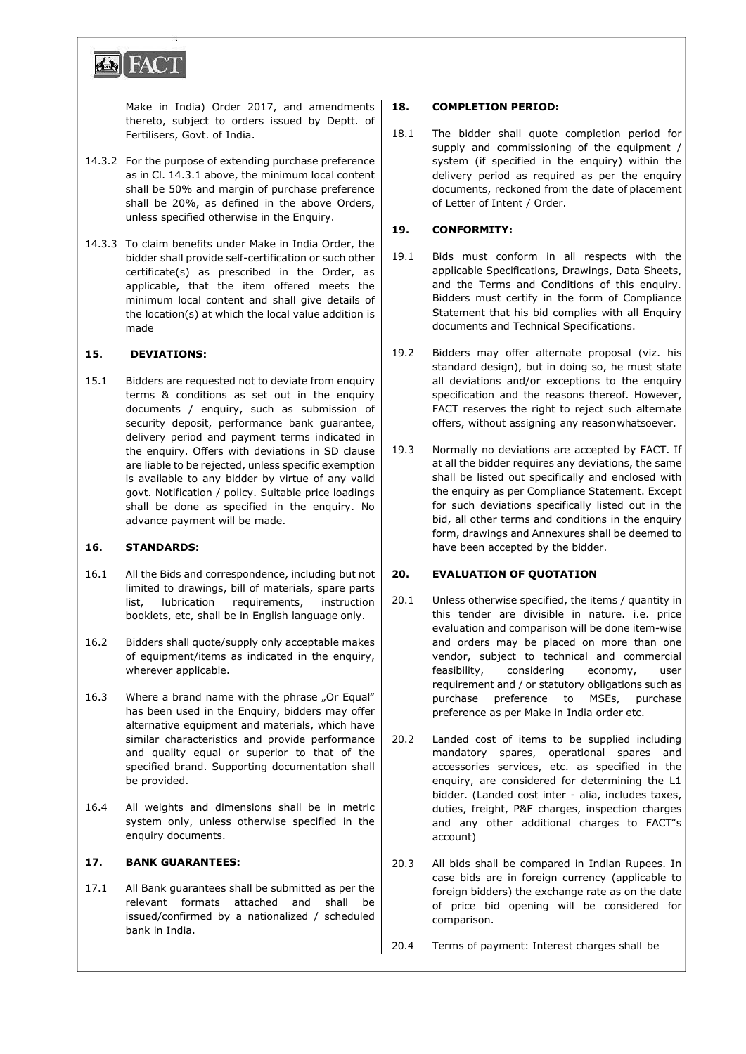Make in India) Order 2017, and amendments thereto, subject to orders issued by Deptt. of Fertilisers, Govt. of India.

14.3.2 For the purpose of extending purchase preference as in Cl. 14.3.1 above, the minimum local content shall be 50% and margin of purchase preference shall be 20%, as defined in the above Orders, unless specified otherwise in the Enquiry.

14.3.3 To claim benefits under Make in India Order, the bidder shall provide self-certification or such other certificate(s) as prescribed in the Order, as applicable, that the item offered meets the minimum local content and shall give details of the location(s) at which the local value addition is made

## 15. DEVIATIONS:

15.1 Bidders are requested not to deviate from enquiry terms & conditions as set out in the enquiry documents / enquiry, such as submission of security deposit, performance bank guarantee, delivery period and payment terms indicated in the enquiry. Offers with deviations in SD clause are liable to be rejected, unless specific exemption is available to any bidder by virtue of any valid govt. Notification / policy. Suitable price loadings shall be done as specified in the enquiry. No advance payment will be made.

## 16. STANDARDS:

16.1 All the Bids and correspondence, including but not limited to drawings, bill of materials, spare parts list, lubrication requirements, instruction booklets, etc, shall be in English language only.

16.2 Bidders shall quote/supply only acceptable makes of equipment/items as indicated in the enquiry, wherever applicable.

16.3 Where a brand name with the phrase „Or Equal" has been used in the Enquiry, bidders may offer alternative equipment and materials, which have similar characteristics and provide performance and quality equal or superior to that of the specified brand. Supporting documentation shall be provided.

16.4 All weights and dimensions shall be in metric system only, unless otherwise specified in the enquiry documents.

## 17. BANK GUARANTEES:

17.1 All Bank guarantees shall be submitted as per the relevant formats attached and shall be issued/confirmed by a nationalized / scheduled bank in India.

## 18. COMPLETION PERIOD:

18.1 The bidder shall quote completion period for supply and commissioning of the equipment / system (if specified in the enquiry) within the delivery period as required as per the enquiry documents, reckoned from the date of placement of Letter of Intent / Order.

## 19. CONFORMITY:

19.1 Bids must conform in all respects with the applicable Specifications, Drawings, Data Sheets, and the Terms and Conditions of this enquiry. Bidders must certify in the form of Compliance Statement that his bid complies with all Enquiry documents and Technical Specifications.

19.2 Bidders may offer alternate proposal (viz. his standard design), but in doing so, he must state all deviations and/or exceptions to the enquiry specification and the reasons thereof. However, FACT reserves the right to reject such alternate offers, without assigning any reason whatsoever.

19.3 Normally no deviations are accepted by FACT. If at all the bidder requires any deviations, the same shall be listed out specifically and enclosed with the enquiry as per Compliance Statement. Except for such deviations specifically listed out in the bid, all other terms and conditions in the enquiry form, drawings and Annexures shall be deemed to have been accepted by the bidder.

## 20. EVALUATION OF QUOTATION

20.1 Unless otherwise specified, the items / quantity in this tender are divisible in nature. i.e. price evaluation and comparison will be done item-wise and orders may be placed on more than one vendor, subject to technical and commercial feasibility, considering economy, user requirement and / or statutory obligations such as purchase preference to MSEs, purchase preference as per Make in India order etc.

20.2 Landed cost of items to be supplied including mandatory spares, operational spares and accessories services, etc. as specified in the enquiry, are considered for determining the L1 bidder. (Landed cost inter - alia, includes taxes, duties, freight, P&F charges, inspection charges and any other additional charges to FACT"s account)

20.3 All bids shall be compared in Indian Rupees. In case bids are in foreign currency (applicable to foreign bidders) the exchange rate as on the date of price bid opening will be considered for comparison.

20.4 Terms of payment: Interest charges shall be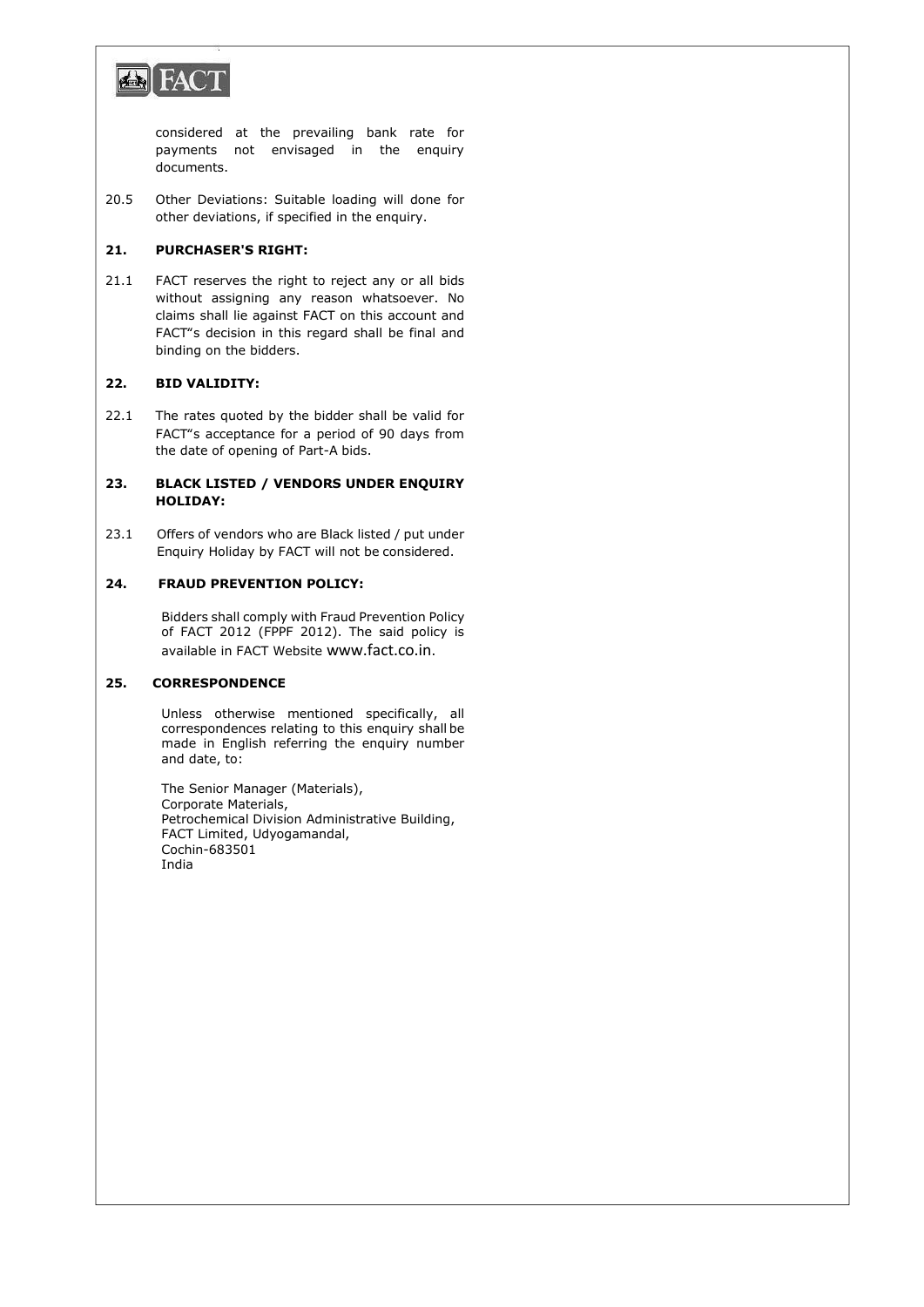considered at the prevailing bank rate for payments not envisaged in the enquiry documents.

20.5 Other Deviations: Suitable loading will done for other deviations, if specified in the enquiry.

## 21. PURCHASER'S RIGHT:

21.1 FACT reserves the right to reject any or all bids without assigning any reason whatsoever. No claims shall lie against FACT on this account and FACT"s decision in this regard shall be final and binding on the bidders.

## 22. BID VALIDITY:

22.1 The rates quoted by the bidder shall be valid for FACT"s acceptance for a period of 90 days from the date of opening of Part-A bids.

## 23. BLACK LISTED / VENDORS UNDER ENQUIRY HOLIDAY:

23.1 Offers of vendors who are Black listed / put under Enquiry Holiday by FACT will not be considered.

## 24. FRAUD PREVENTION POLICY:

Bidders shall comply with Fraud Prevention Policy of FACT 2012 (FPPF 2012). The said policy is available in FACT Website www.fact.co.in.

## 25. CORRESPONDENCE

Unless otherwise mentioned specifically, all correspondences relating to this enquiry shall be made in English referring the enquiry number and date, to:

The Senior Manager (Materials),
Corporate Materials,
Petrochemical Division Administrative Building,
FACT Limited, Udyogamandal,
Cochin-683501
India